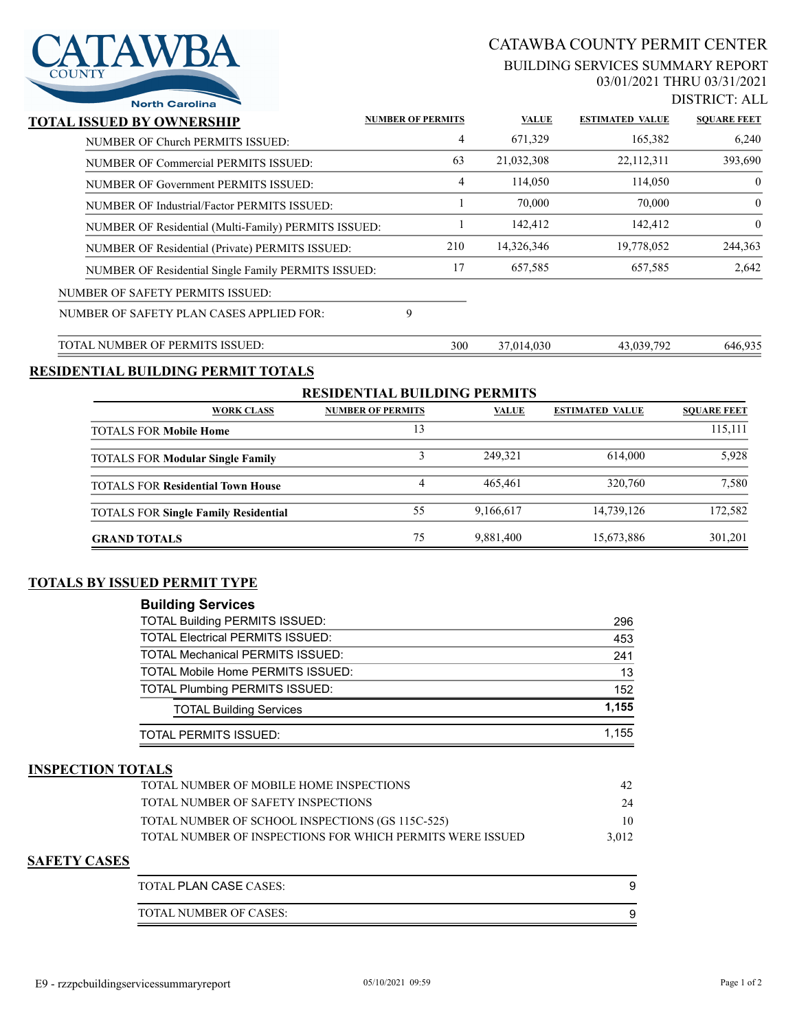# CATAWBA COUNTY PERMIT CENTER

## BUILDING SERVICES SUMMARY REPORT

03/01/2021 THRU 03/31/2021

DISTRICT: ALL

## TOTAL ISSUED BY OWNERSHIP

| | NUMBER OF PERMITS | VALUE | ESTIMATED VALUE | SQUARE FEET |
|---|---|---|---|---|
| NUMBER OF Church PERMITS ISSUED: | 4 | 671,329 | 165,382 | 6,240 |
| NUMBER OF Commercial PERMITS ISSUED: | 63 | 21,032,308 | 22,112,311 | 393,690 |
| NUMBER OF Government PERMITS ISSUED: | 4 | 114,050 | 114,050 | 0 |
| NUMBER OF Industrial/Factor PERMITS ISSUED: | 1 | 70,000 | 70,000 | 0 |
| NUMBER OF Residential (Multi-Family) PERMITS ISSUED: | 1 | 142,412 | 142,412 | 0 |
| NUMBER OF Residential (Private) PERMITS ISSUED: | 210 | 14,326,346 | 19,778,052 | 244,363 |
| NUMBER OF Residential Single Family PERMITS ISSUED: | 17 | 657,585 | 657,585 | 2,642 |
| NUMBER OF SAFETY PERMITS ISSUED: | | | | |
| NUMBER OF SAFETY PLAN CASES APPLIED FOR: 9 | | | | |
| TOTAL NUMBER OF PERMITS ISSUED: | 300 | 37,014,030 | 43,039,792 | 646,935 |

## RESIDENTIAL BUILDING PERMIT TOTALS

### RESIDENTIAL BUILDING PERMITS

| WORK CLASS | NUMBER OF PERMITS | VALUE | ESTIMATED VALUE | SQUARE FEET |
|---|---|---|---|---|
| TOTALS FOR **Mobile Home** | 13 | | | 115,111 |
| TOTALS FOR **Modular Single Family** | 3 | 249,321 | 614,000 | 5,928 |
| TOTALS FOR **Residential Town House** | 4 | 465,461 | 320,760 | 7,580 |
| TOTALS FOR **Single Family Residential** | 55 | 9,166,617 | 14,739,126 | 172,582 |
| **GRAND TOTALS** | 75 | 9,881,400 | 15,673,886 | 301,201 |

## TOTALS BY ISSUED PERMIT TYPE

### Building Services

| | |
|---|---|
| TOTAL Building PERMITS ISSUED: | 296 |
| TOTAL Electrical PERMITS ISSUED: | 453 |
| TOTAL Mechanical PERMITS ISSUED: | 241 |
| TOTAL Mobile Home PERMITS ISSUED: | 13 |
| TOTAL Plumbing PERMITS ISSUED: | 152 |
| TOTAL Building Services | **1,155** |
| TOTAL PERMITS ISSUED: | 1,155 |

## INSPECTION TOTALS

| | |
|---|---|
| TOTAL NUMBER OF MOBILE HOME INSPECTIONS | 42 |
| TOTAL NUMBER OF SAFETY INSPECTIONS | 24 |
| TOTAL NUMBER OF SCHOOL INSPECTIONS (GS 115C-525) | 10 |
| TOTAL NUMBER OF INSPECTIONS FOR WHICH PERMITS WERE ISSUED | 3,012 |

## SAFETY CASES

| | |
|---|---|
| TOTAL PLAN CASE CASES: | 9 |
| TOTAL NUMBER OF CASES: | 9 |

E9 - rzzpcbuildingservicessummaryreport 05/10/2021 09:59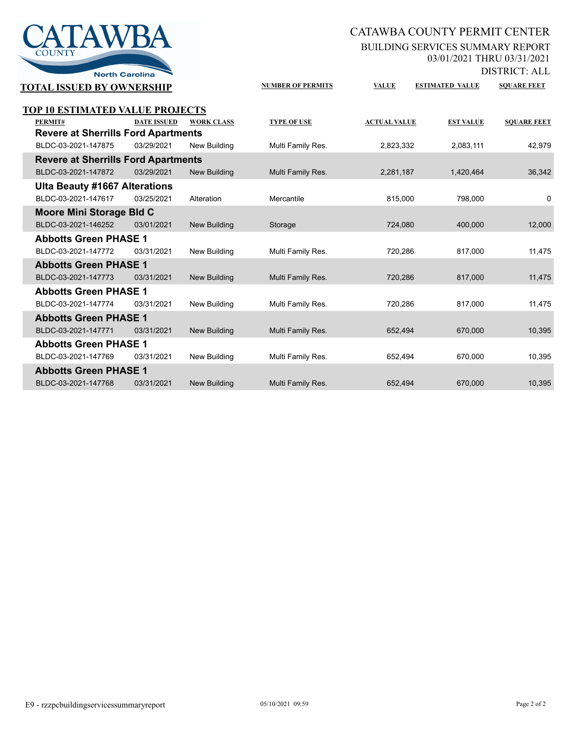CATAWBA COUNTY PERMIT CENTER

BUILDING SERVICES SUMMARY REPORT

03/01/2021 THRU 03/31/2021

DISTRICT: ALL

## TOTAL ISSUED BY OWNERSHIP

| | NUMBER OF PERMITS | VALUE | ESTIMATED VALUE | SQUARE FEET |
|---|---|---|---|---|

## TOP 10 ESTIMATED VALUE PROJECTS

| PERMIT# | DATE ISSUED | WORK CLASS | TYPE OF USE | ACTUAL VALUE | EST VALUE | SQUARE FEET |
|---|---|---|---|---|---|---|
| **Revere at Sherrills Ford Apartments** | | | | | | |
| BLDC-03-2021-147875 | 03/29/2021 | New Building | Multi Family Res. | 2,823,332 | 2,083,111 | 42,979 |
| **Revere at Sherrills Ford Apartments** | | | | | | |
| BLDC-03-2021-147872 | 03/29/2021 | New Building | Multi Family Res. | 2,281,187 | 1,420,464 | 36,342 |
| **Ulta Beauty #1667 Alterations** | | | | | | |
| BLDC-03-2021-147617 | 03/25/2021 | Alteration | Mercantile | 815,000 | 798,000 | 0 |
| **Moore Mini Storage Bld C** | | | | | | |
| BLDC-03-2021-146252 | 03/01/2021 | New Building | Storage | 724,080 | 400,000 | 12,000 |
| **Abbotts Green PHASE 1** | | | | | | |
| BLDC-03-2021-147772 | 03/31/2021 | New Building | Multi Family Res. | 720,286 | 817,000 | 11,475 |
| **Abbotts Green PHASE 1** | | | | | | |
| BLDC-03-2021-147773 | 03/31/2021 | New Building | Multi Family Res. | 720,286 | 817,000 | 11,475 |
| **Abbotts Green PHASE 1** | | | | | | |
| BLDC-03-2021-147774 | 03/31/2021 | New Building | Multi Family Res. | 720,286 | 817,000 | 11,475 |
| **Abbotts Green PHASE 1** | | | | | | |
| BLDC-03-2021-147771 | 03/31/2021 | New Building | Multi Family Res. | 652,494 | 670,000 | 10,395 |
| **Abbotts Green PHASE 1** | | | | | | |
| BLDC-03-2021-147769 | 03/31/2021 | New Building | Multi Family Res. | 652,494 | 670,000 | 10,395 |
| **Abbotts Green PHASE 1** | | | | | | |
| BLDC-03-2021-147768 | 03/31/2021 | New Building | Multi Family Res. | 652,494 | 670,000 | 10,395 |

E9 - rzzpcbuildingservicessummaryreport    05/10/2021 09:59